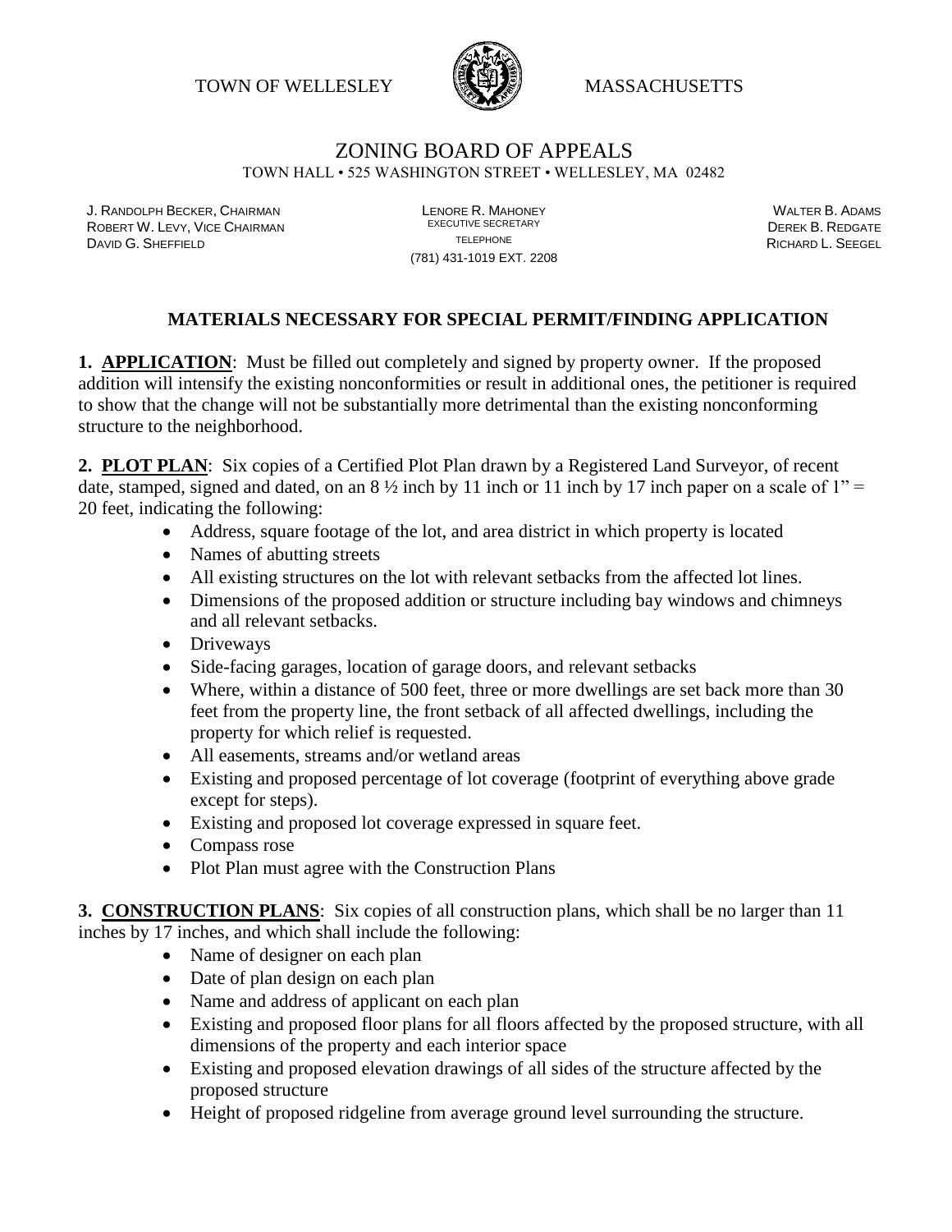TOWN OF WELLESLEY MASSACHUSETTS

# ZONING BOARD OF APPEALS

TOWN HALL • 525 WASHINGTON STREET • WELLESLEY, MA 02482

J. RANDOLPH BECKER, CHAIRMAN
ROBERT W. LEVY, VICE CHAIRMAN
DAVID G. SHEFFIELD

LENORE R. MAHONEY
EXECUTIVE SECRETARY
TELEPHONE
(781) 431-1019 EXT. 2208

WALTER B. ADAMS
DEREK B. REDGATE
RICHARD L. SEEGEL

## MATERIALS NECESSARY FOR SPECIAL PERMIT/FINDING APPLICATION

**1. APPLICATION**: Must be filled out completely and signed by property owner. If the proposed addition will intensify the existing nonconformities or result in additional ones, the petitioner is required to show that the change will not be substantially more detrimental than the existing nonconforming structure to the neighborhood.

**2. PLOT PLAN**: Six copies of a Certified Plot Plan drawn by a Registered Land Surveyor, of recent date, stamped, signed and dated, on an 8 ½ inch by 11 inch or 11 inch by 17 inch paper on a scale of 1" = 20 feet, indicating the following:

- Address, square footage of the lot, and area district in which property is located
- Names of abutting streets
- All existing structures on the lot with relevant setbacks from the affected lot lines.
- Dimensions of the proposed addition or structure including bay windows and chimneys and all relevant setbacks.
- Driveways
- Side-facing garages, location of garage doors, and relevant setbacks
- Where, within a distance of 500 feet, three or more dwellings are set back more than 30 feet from the property line, the front setback of all affected dwellings, including the property for which relief is requested.
- All easements, streams and/or wetland areas
- Existing and proposed percentage of lot coverage (footprint of everything above grade except for steps).
- Existing and proposed lot coverage expressed in square feet.
- Compass rose
- Plot Plan must agree with the Construction Plans

**3. CONSTRUCTION PLANS**: Six copies of all construction plans, which shall be no larger than 11 inches by 17 inches, and which shall include the following:

- Name of designer on each plan
- Date of plan design on each plan
- Name and address of applicant on each plan
- Existing and proposed floor plans for all floors affected by the proposed structure, with all dimensions of the property and each interior space
- Existing and proposed elevation drawings of all sides of the structure affected by the proposed structure
- Height of proposed ridgeline from average ground level surrounding the structure.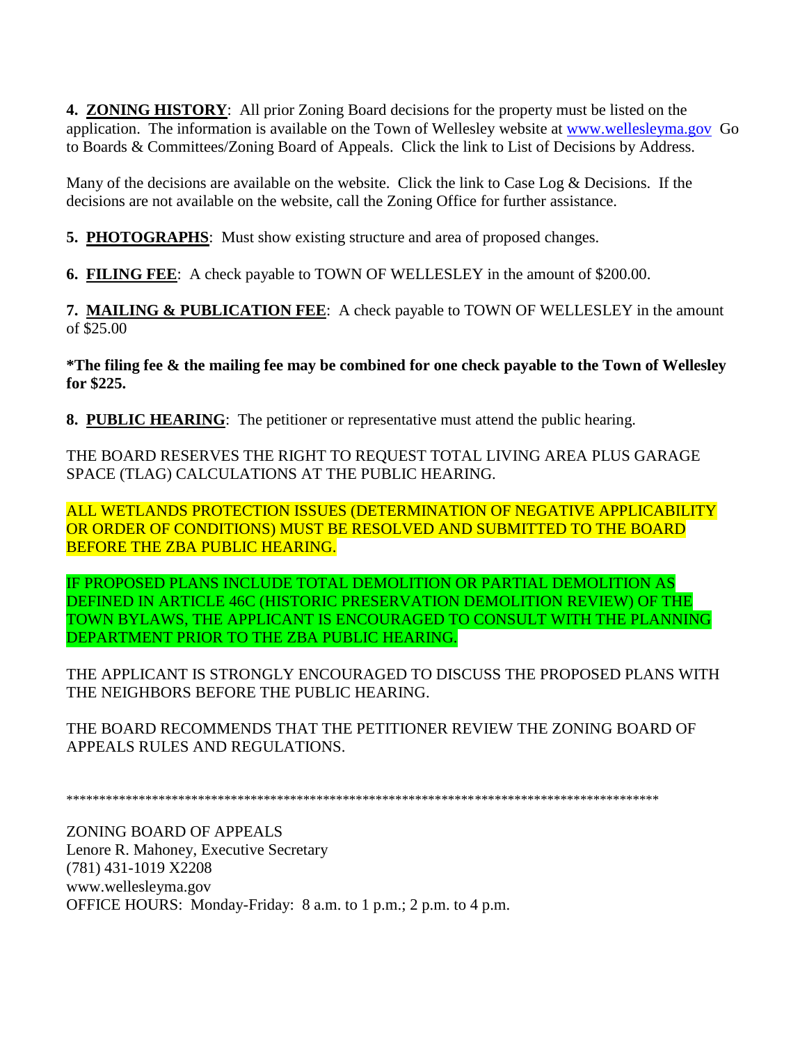**4. <u>ZONING HISTORY</u>**: All prior Zoning Board decisions for the property must be listed on the application. The information is available on the Town of Wellesley website at www.wellesleyma.gov Go to Boards & Committees/Zoning Board of Appeals. Click the link to List of Decisions by Address.

Many of the decisions are available on the website. Click the link to Case Log & Decisions. If the decisions are not available on the website, call the Zoning Office for further assistance.

**5. <u>PHOTOGRAPHS</u>**: Must show existing structure and area of proposed changes.

**6. <u>FILING FEE</u>**: A check payable to TOWN OF WELLESLEY in the amount of $200.00.

**7. <u>MAILING & PUBLICATION FEE</u>**: A check payable to TOWN OF WELLESLEY in the amount of $25.00

***The filing fee & the mailing fee may be combined for one check payable to the Town of Wellesley for $225.**

**8. <u>PUBLIC HEARING</u>**: The petitioner or representative must attend the public hearing.

THE BOARD RESERVES THE RIGHT TO REQUEST TOTAL LIVING AREA PLUS GARAGE SPACE (TLAG) CALCULATIONS AT THE PUBLIC HEARING.

ALL WETLANDS PROTECTION ISSUES (DETERMINATION OF NEGATIVE APPLICABILITY OR ORDER OF CONDITIONS) MUST BE RESOLVED AND SUBMITTED TO THE BOARD BEFORE THE ZBA PUBLIC HEARING.

IF PROPOSED PLANS INCLUDE TOTAL DEMOLITION OR PARTIAL DEMOLITION AS DEFINED IN ARTICLE 46C (HISTORIC PRESERVATION DEMOLITION REVIEW) OF THE TOWN BYLAWS, THE APPLICANT IS ENCOURAGED TO CONSULT WITH THE PLANNING DEPARTMENT PRIOR TO THE ZBA PUBLIC HEARING.

THE APPLICANT IS STRONGLY ENCOURAGED TO DISCUSS THE PROPOSED PLANS WITH THE NEIGHBORS BEFORE THE PUBLIC HEARING.

THE BOARD RECOMMENDS THAT THE PETITIONER REVIEW THE ZONING BOARD OF APPEALS RULES AND REGULATIONS.

*****************************************************************************************

ZONING BOARD OF APPEALS
Lenore R. Mahoney, Executive Secretary
(781) 431-1019 X2208
www.wellesleyma.gov
OFFICE HOURS: Monday-Friday: 8 a.m. to 1 p.m.; 2 p.m. to 4 p.m.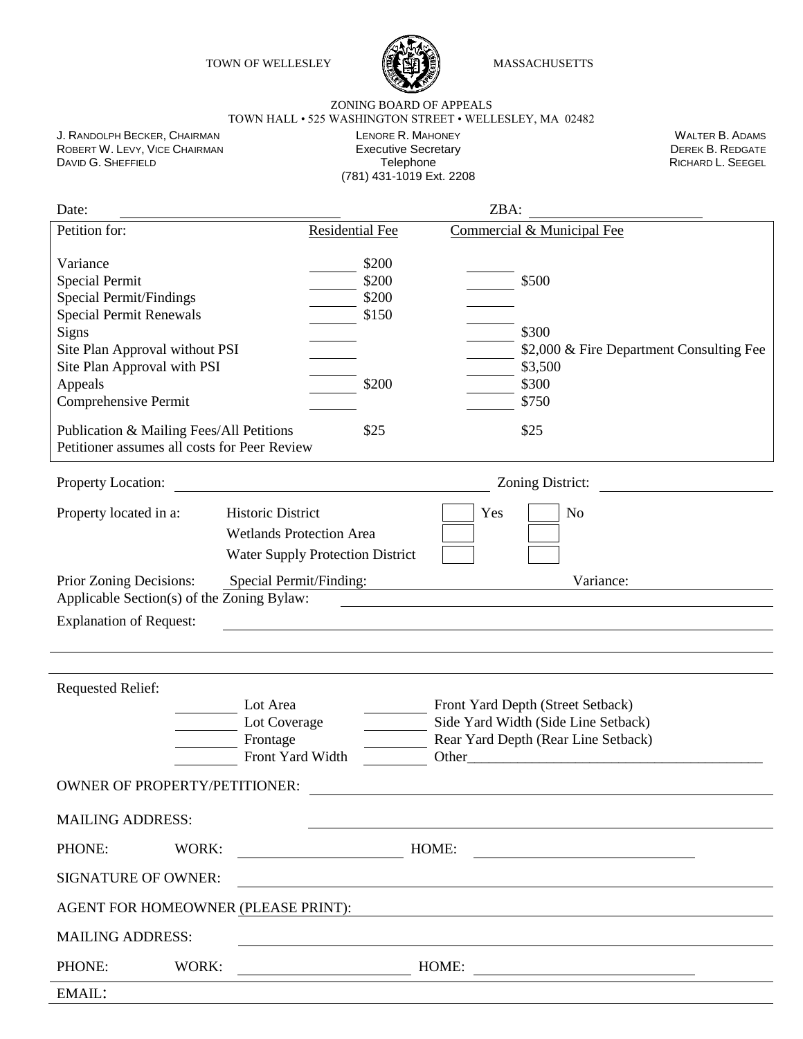TOWN OF WELLESLEY MASSACHUSETTS

ZONING BOARD OF APPEALS
TOWN HALL • 525 WASHINGTON STREET • WELLESLEY, MA 02482

| | | |
|---|---|---|
| J. RANDOLPH BECKER, CHAIRMAN<br>ROBERT W. LEVY, VICE CHAIRMAN<br>DAVID G. SHEFFIELD | LENORE R. MAHONEY<br>Executive Secretary<br>Telephone<br>(781) 431-1019 Ext. 2208 | WALTER B. ADAMS<br>DEREK B. REDGATE<br>RICHARD L. SEEGEL |

Date: ______________________ ZBA: ______________________

| Petition for: | Residential Fee | | Commercial & Municipal Fee | |
|---|---|---|---|---|
| Variance | ______ | $200 | ______ | |
| Special Permit | ______ | $200 | ______ | $500 |
| Special Permit/Findings | ______ | $200 | ______ | |
| Special Permit Renewals | ______ | $150 | ______ | |
| Signs | ______ | | ______ | $300 |
| Site Plan Approval without PSI | ______ | | ______ | $2,000 & Fire Department Consulting Fee |
| Site Plan Approval with PSI | ______ | | ______ | $3,500 |
| Appeals | ______ | $200 | ______ | $300 |
| Comprehensive Permit | ______ | | ______ | $750 |
| Publication & Mailing Fees/All Petitions | | $25 | | $25 |
| Petitioner assumes all costs for Peer Review | | | | |

Property Location: ______________________ Zoning District: ______________________

| Property located in a: | | Yes | No |
|---|---|---|---|
| | Historic District | ☐ | ☐ |
| | Wetlands Protection Area | ☐ | ☐ |
| | Water Supply Protection District | ☐ | ☐ |

Prior Zoning Decisions: Special Permit/Finding: ______________________ Variance: ______________________

Applicable Section(s) of the Zoning Bylaw: ______________________

Explanation of Request: ______________________

Requested Relief:

| | | | |
|---|---|---|---|
| ______ | Lot Area | ______ | Front Yard Depth (Street Setback) |
| ______ | Lot Coverage | ______ | Side Yard Width (Side Line Setback) |
| ______ | Frontage | ______ | Rear Yard Depth (Rear Line Setback) |
| ______ | Front Yard Width | ______ | Other______________________ |

OWNER OF PROPERTY/PETITIONER: ______________________

MAILING ADDRESS: ______________________

PHONE: WORK: ______________________ HOME: ______________________

SIGNATURE OF OWNER: ______________________

AGENT FOR HOMEOWNER (PLEASE PRINT): ______________________

MAILING ADDRESS: ______________________

PHONE: WORK: ______________________ HOME: ______________________

EMAIL: ______________________